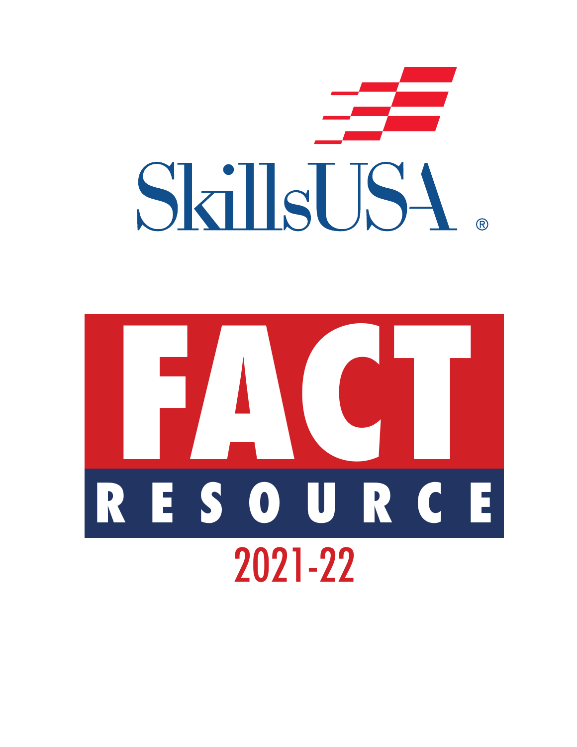SkillsUSA®

# FACT RESOURCE

2021-22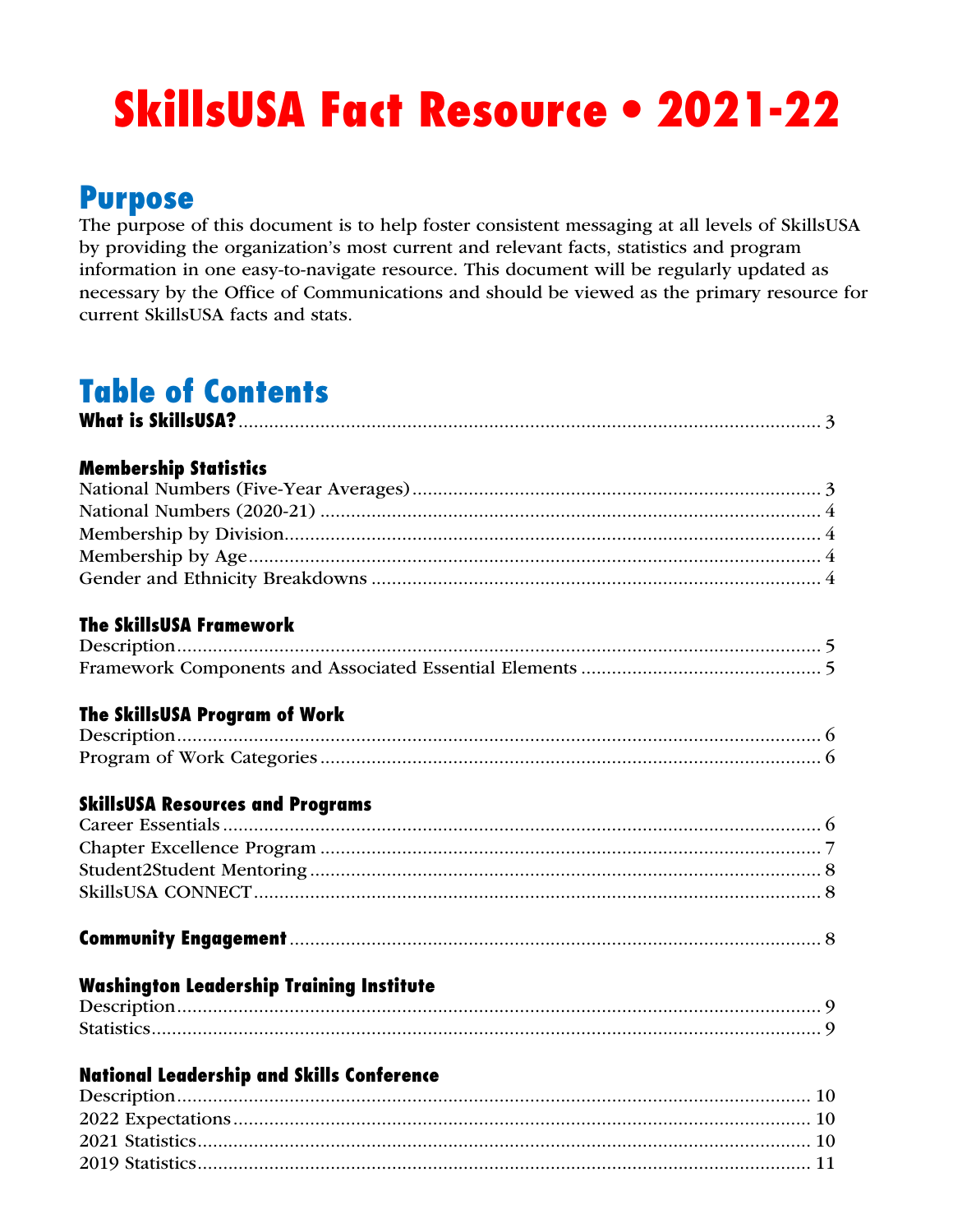# SkillsUSA Fact Resource • 2021-22

## Purpose

The purpose of this document is to help foster consistent messaging at all levels of SkillsUSA by providing the organization's most current and relevant facts, statistics and program information in one easy-to-navigate resource. This document will be regularly updated as necessary by the Office of Communications and should be viewed as the primary resource for current SkillsUSA facts and stats.

## Table of Contents

**What is SkillsUSA?** ........................................ 3

**Membership Statistics**
National Numbers (Five-Year Averages) ........................................ 3
National Numbers (2020-21) ........................................ 4
Membership by Division ........................................ 4
Membership by Age ........................................ 4
Gender and Ethnicity Breakdowns ........................................ 4

**The SkillsUSA Framework**
Description ........................................ 5
Framework Components and Associated Essential Elements ........................................ 5

**The SkillsUSA Program of Work**
Description ........................................ 6
Program of Work Categories ........................................ 6

**SkillsUSA Resources and Programs**
Career Essentials ........................................ 6
Chapter Excellence Program ........................................ 7
Student2Student Mentoring ........................................ 8
SkillsUSA CONNECT ........................................ 8

**Community Engagement** ........................................ 8

**Washington Leadership Training Institute**
Description ........................................ 9
Statistics ........................................ 9

**National Leadership and Skills Conference**
Description ........................................ 10
2022 Expectations ........................................ 10
2021 Statistics ........................................ 10
2019 Statistics ........................................ 11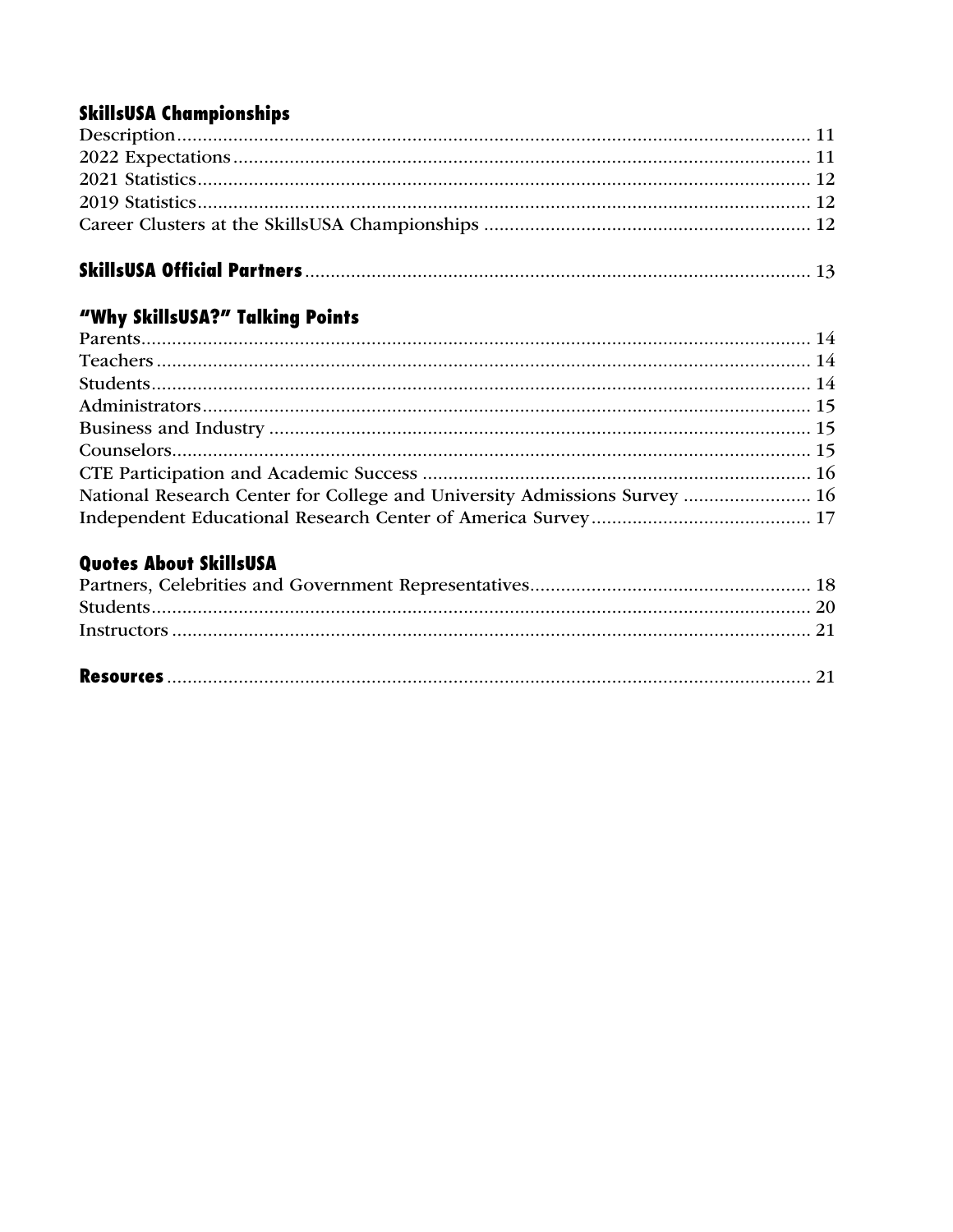### SkillsUSA Championships

Description ........................................................................................................ 11
2022 Expectations ................................................................................................ 11
2021 Statistics ...................................................................................................... 12
2019 Statistics ...................................................................................................... 12
Career Clusters at the SkillsUSA Championships ............................................... 12

### SkillsUSA Official Partners ........................................................................... 13

### "Why SkillsUSA?" Talking Points

Parents ................................................................................................................. 14
Teachers ............................................................................................................... 14
Students ............................................................................................................... 14
Administrators ..................................................................................................... 15
Business and Industry ......................................................................................... 15
Counselors ........................................................................................................... 15
CTE Participation and Academic Success ........................................................... 16
National Research Center for College and University Admissions Survey ......... 16
Independent Educational Research Center of America Survey ........................... 17

### Quotes About SkillsUSA

Partners, Celebrities and Government Representatives ....................................... 18
Students ............................................................................................................... 20
Instructors ............................................................................................................ 21

### Resources ...................................................................................................... 21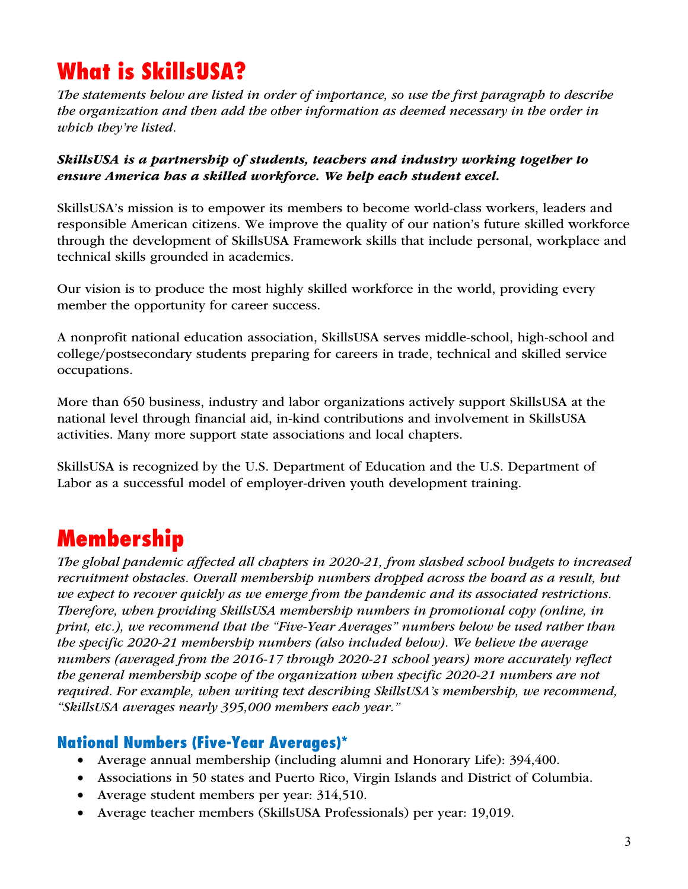# What is SkillsUSA?

*The statements below are listed in order of importance, so use the first paragraph to describe the organization and then add the other information as deemed necessary in the order in which they're listed.*

***SkillsUSA is a partnership of students, teachers and industry working together to ensure America has a skilled workforce. We help each student excel.***

SkillsUSA's mission is to empower its members to become world-class workers, leaders and responsible American citizens. We improve the quality of our nation's future skilled workforce through the development of SkillsUSA Framework skills that include personal, workplace and technical skills grounded in academics.

Our vision is to produce the most highly skilled workforce in the world, providing every member the opportunity for career success.

A nonprofit national education association, SkillsUSA serves middle-school, high-school and college/postsecondary students preparing for careers in trade, technical and skilled service occupations.

More than 650 business, industry and labor organizations actively support SkillsUSA at the national level through financial aid, in-kind contributions and involvement in SkillsUSA activities. Many more support state associations and local chapters.

SkillsUSA is recognized by the U.S. Department of Education and the U.S. Department of Labor as a successful model of employer-driven youth development training.

# Membership

*The global pandemic affected all chapters in 2020-21, from slashed school budgets to increased recruitment obstacles. Overall membership numbers dropped across the board as a result, but we expect to recover quickly as we emerge from the pandemic and its associated restrictions. Therefore, when providing SkillsUSA membership numbers in promotional copy (online, in print, etc.), we recommend that the "Five-Year Averages" numbers below be used rather than the specific 2020-21 membership numbers (also included below). We believe the average numbers (averaged from the 2016-17 through 2020-21 school years) more accurately reflect the general membership scope of the organization when specific 2020-21 numbers are not required. For example, when writing text describing SkillsUSA's membership, we recommend, "SkillsUSA averages nearly 395,000 members each year."*

## National Numbers (Five-Year Averages)*

- Average annual membership (including alumni and Honorary Life): 394,400.
- Associations in 50 states and Puerto Rico, Virgin Islands and District of Columbia.
- Average student members per year: 314,510.
- Average teacher members (SkillsUSA Professionals) per year: 19,019.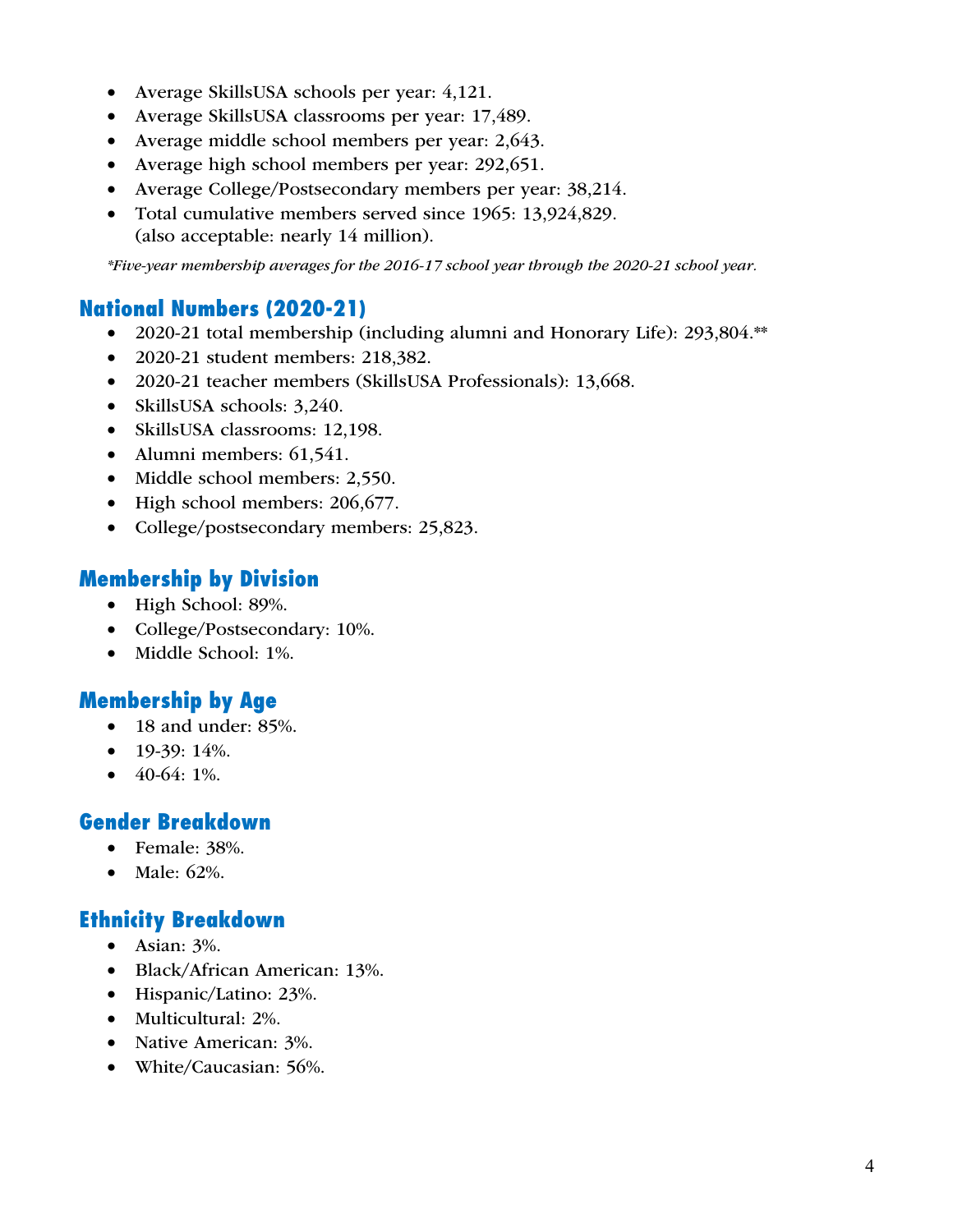- Average SkillsUSA schools per year: 4,121.
- Average SkillsUSA classrooms per year: 17,489.
- Average middle school members per year: 2,643.
- Average high school members per year: 292,651.
- Average College/Postsecondary members per year: 38,214.
- Total cumulative members served since 1965: 13,924,829. (also acceptable: nearly 14 million).

*\*Five-year membership averages for the 2016-17 school year through the 2020-21 school year.*

## National Numbers (2020-21)

- 2020-21 total membership (including alumni and Honorary Life): 293,804.**
- 2020-21 student members: 218,382.
- 2020-21 teacher members (SkillsUSA Professionals): 13,668.
- SkillsUSA schools: 3,240.
- SkillsUSA classrooms: 12,198.
- Alumni members: 61,541.
- Middle school members: 2,550.
- High school members: 206,677.
- College/postsecondary members: 25,823.

## Membership by Division

- High School: 89%.
- College/Postsecondary: 10%.
- Middle School: 1%.

## Membership by Age

- 18 and under: 85%.
- 19-39: 14%.
- 40-64: 1%.

## Gender Breakdown

- Female: 38%.
- Male: 62%.

## Ethnicity Breakdown

- Asian: 3%.
- Black/African American: 13%.
- Hispanic/Latino: 23%.
- Multicultural: 2%.
- Native American: 3%.
- White/Caucasian: 56%.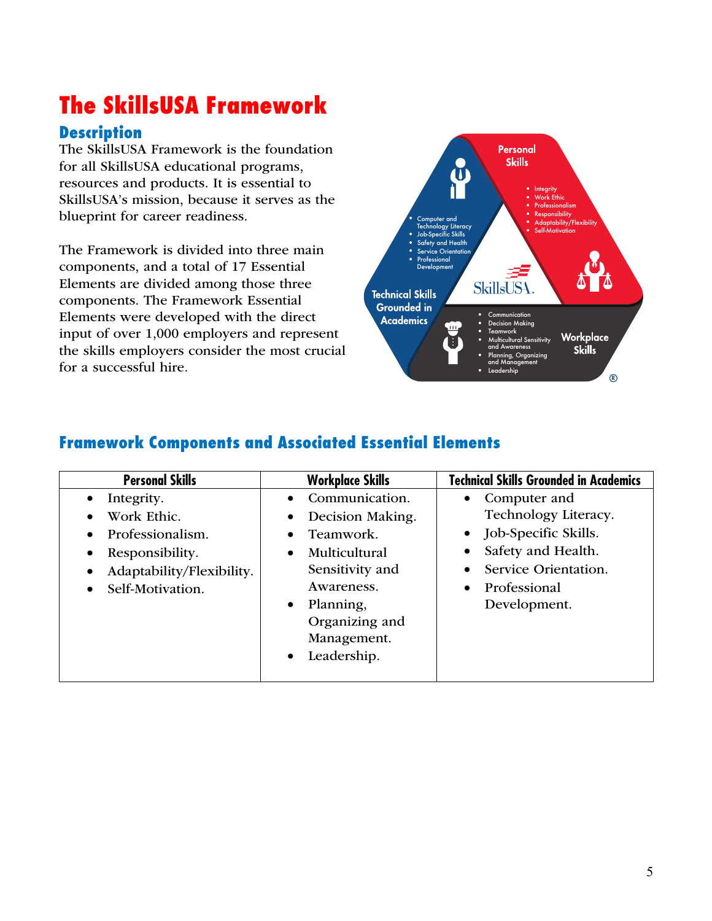# The SkillsUSA Framework

## Description

The SkillsUSA Framework is the foundation for all SkillsUSA educational programs, resources and products. It is essential to SkillsUSA's mission, because it serves as the blueprint for career readiness.

The Framework is divided into three main components, and a total of 17 Essential Elements are divided among those three components. The Framework Essential Elements were developed with the direct input of over 1,000 employers and represent the skills employers consider the most crucial for a successful hire.

## Framework Components and Associated Essential Elements

| Personal Skills | Workplace Skills | Technical Skills Grounded in Academics |
|---|---|---|
| • Integrity.<br>• Work Ethic.<br>• Professionalism.<br>• Responsibility.<br>• Adaptability/Flexibility.<br>• Self-Motivation. | • Communication.<br>• Decision Making.<br>• Teamwork.<br>• Multicultural Sensitivity and Awareness.<br>• Planning, Organizing and Management.<br>• Leadership. | • Computer and Technology Literacy.<br>• Job-Specific Skills.<br>• Safety and Health.<br>• Service Orientation.<br>• Professional Development. |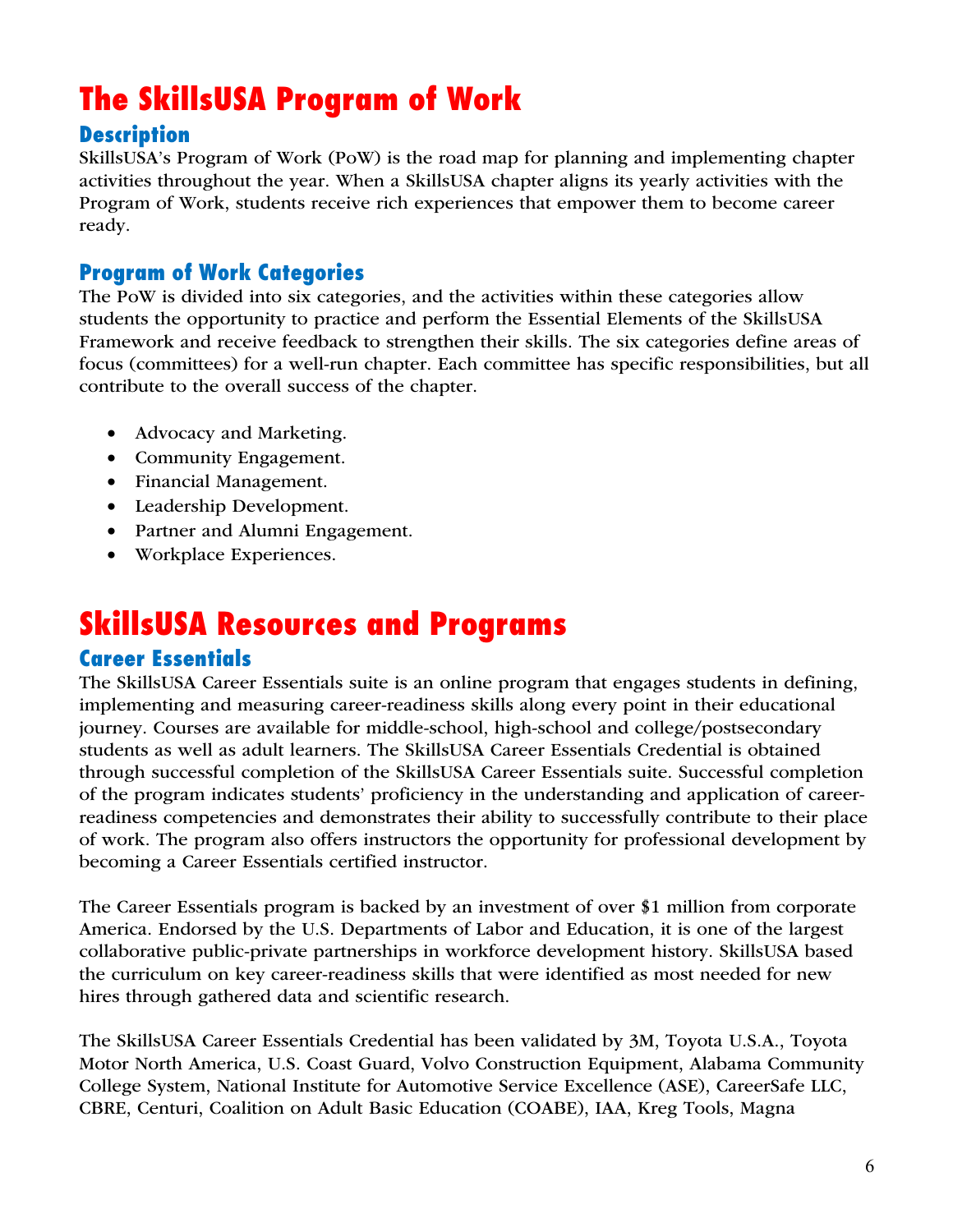# The SkillsUSA Program of Work

## Description

SkillsUSA's Program of Work (PoW) is the road map for planning and implementing chapter activities throughout the year. When a SkillsUSA chapter aligns its yearly activities with the Program of Work, students receive rich experiences that empower them to become career ready.

## Program of Work Categories

The PoW is divided into six categories, and the activities within these categories allow students the opportunity to practice and perform the Essential Elements of the SkillsUSA Framework and receive feedback to strengthen their skills. The six categories define areas of focus (committees) for a well-run chapter. Each committee has specific responsibilities, but all contribute to the overall success of the chapter.

- Advocacy and Marketing.
- Community Engagement.
- Financial Management.
- Leadership Development.
- Partner and Alumni Engagement.
- Workplace Experiences.

# SkillsUSA Resources and Programs

## Career Essentials

The SkillsUSA Career Essentials suite is an online program that engages students in defining, implementing and measuring career-readiness skills along every point in their educational journey. Courses are available for middle-school, high-school and college/postsecondary students as well as adult learners. The SkillsUSA Career Essentials Credential is obtained through successful completion of the SkillsUSA Career Essentials suite. Successful completion of the program indicates students' proficiency in the understanding and application of career-readiness competencies and demonstrates their ability to successfully contribute to their place of work. The program also offers instructors the opportunity for professional development by becoming a Career Essentials certified instructor.

The Career Essentials program is backed by an investment of over $1 million from corporate America. Endorsed by the U.S. Departments of Labor and Education, it is one of the largest collaborative public-private partnerships in workforce development history. SkillsUSA based the curriculum on key career-readiness skills that were identified as most needed for new hires through gathered data and scientific research.

The SkillsUSA Career Essentials Credential has been validated by 3M, Toyota U.S.A., Toyota Motor North America, U.S. Coast Guard, Volvo Construction Equipment, Alabama Community College System, National Institute for Automotive Service Excellence (ASE), CareerSafe LLC, CBRE, Centuri, Coalition on Adult Basic Education (COABE), IAA, Kreg Tools, Magna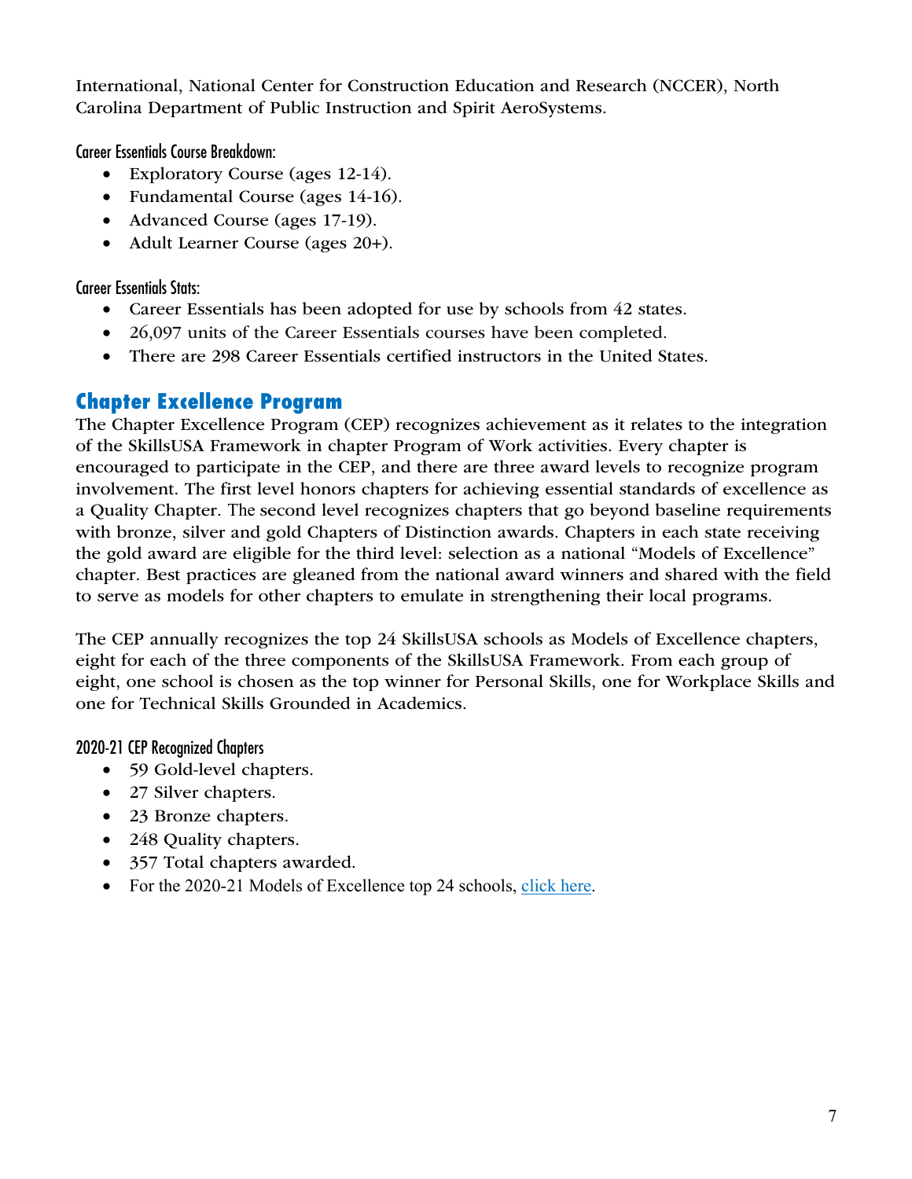International, National Center for Construction Education and Research (NCCER), North Carolina Department of Public Instruction and Spirit AeroSystems.

Career Essentials Course Breakdown:

- Exploratory Course (ages 12-14).
- Fundamental Course (ages 14-16).
- Advanced Course (ages 17-19).
- Adult Learner Course (ages 20+).

Career Essentials Stats:

- Career Essentials has been adopted for use by schools from 42 states.
- 26,097 units of the Career Essentials courses have been completed.
- There are 298 Career Essentials certified instructors in the United States.

## Chapter Excellence Program

The Chapter Excellence Program (CEP) recognizes achievement as it relates to the integration of the SkillsUSA Framework in chapter Program of Work activities. Every chapter is encouraged to participate in the CEP, and there are three award levels to recognize program involvement. The first level honors chapters for achieving essential standards of excellence as a Quality Chapter. The second level recognizes chapters that go beyond baseline requirements with bronze, silver and gold Chapters of Distinction awards. Chapters in each state receiving the gold award are eligible for the third level: selection as a national "Models of Excellence" chapter. Best practices are gleaned from the national award winners and shared with the field to serve as models for other chapters to emulate in strengthening their local programs.

The CEP annually recognizes the top 24 SkillsUSA schools as Models of Excellence chapters, eight for each of the three components of the SkillsUSA Framework. From each group of eight, one school is chosen as the top winner for Personal Skills, one for Workplace Skills and one for Technical Skills Grounded in Academics.

2020-21 CEP Recognized Chapters

- 59 Gold-level chapters.
- 27 Silver chapters.
- 23 Bronze chapters.
- 248 Quality chapters.
- 357 Total chapters awarded.
- For the 2020-21 Models of Excellence top 24 schools, click here.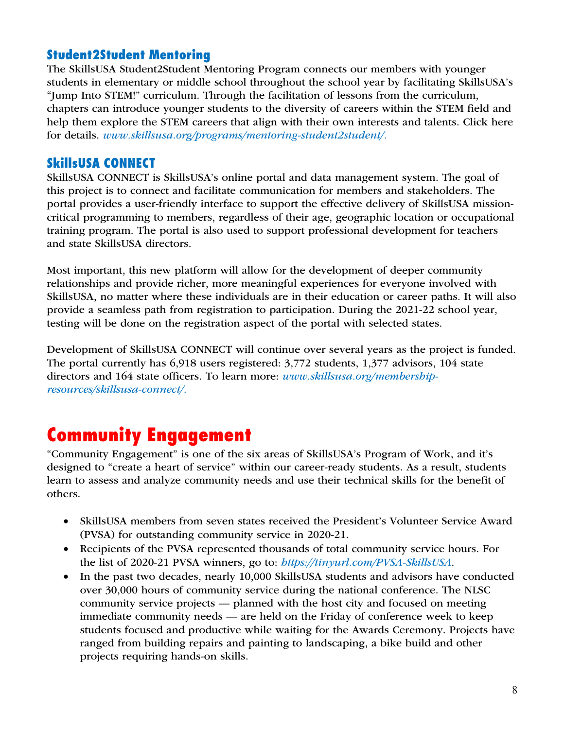### Student2Student Mentoring

The SkillsUSA Student2Student Mentoring Program connects our members with younger students in elementary or middle school throughout the school year by facilitating SkillsUSA's "Jump Into STEM!" curriculum. Through the facilitation of lessons from the curriculum, chapters can introduce younger students to the diversity of careers within the STEM field and help them explore the STEM careers that align with their own interests and talents. Click here for details. *www.skillsusa.org/programs/mentoring-student2student/.*

### SkillsUSA CONNECT

SkillsUSA CONNECT is SkillsUSA's online portal and data management system. The goal of this project is to connect and facilitate communication for members and stakeholders. The portal provides a user-friendly interface to support the effective delivery of SkillsUSA mission-critical programming to members, regardless of their age, geographic location or occupational training program. The portal is also used to support professional development for teachers and state SkillsUSA directors.

Most important, this new platform will allow for the development of deeper community relationships and provide richer, more meaningful experiences for everyone involved with SkillsUSA, no matter where these individuals are in their education or career paths. It will also provide a seamless path from registration to participation. During the 2021-22 school year, testing will be done on the registration aspect of the portal with selected states.

Development of SkillsUSA CONNECT will continue over several years as the project is funded. The portal currently has 6,918 users registered: 3,772 students, 1,377 advisors, 104 state directors and 164 state officers. To learn more: *www.skillsusa.org/membership-resources/skillsusa-connect/.*

## Community Engagement

"Community Engagement" is one of the six areas of SkillsUSA's Program of Work, and it's designed to "create a heart of service" within our career-ready students. As a result, students learn to assess and analyze community needs and use their technical skills for the benefit of others.

- SkillsUSA members from seven states received the President's Volunteer Service Award (PVSA) for outstanding community service in 2020-21.
- Recipients of the PVSA represented thousands of total community service hours. For the list of 2020-21 PVSA winners, go to: *https://tinyurl.com/PVSA-SkillsUSA*.
- In the past two decades, nearly 10,000 SkillsUSA students and advisors have conducted over 30,000 hours of community service during the national conference. The NLSC community service projects — planned with the host city and focused on meeting immediate community needs — are held on the Friday of conference week to keep students focused and productive while waiting for the Awards Ceremony. Projects have ranged from building repairs and painting to landscaping, a bike build and other projects requiring hands-on skills.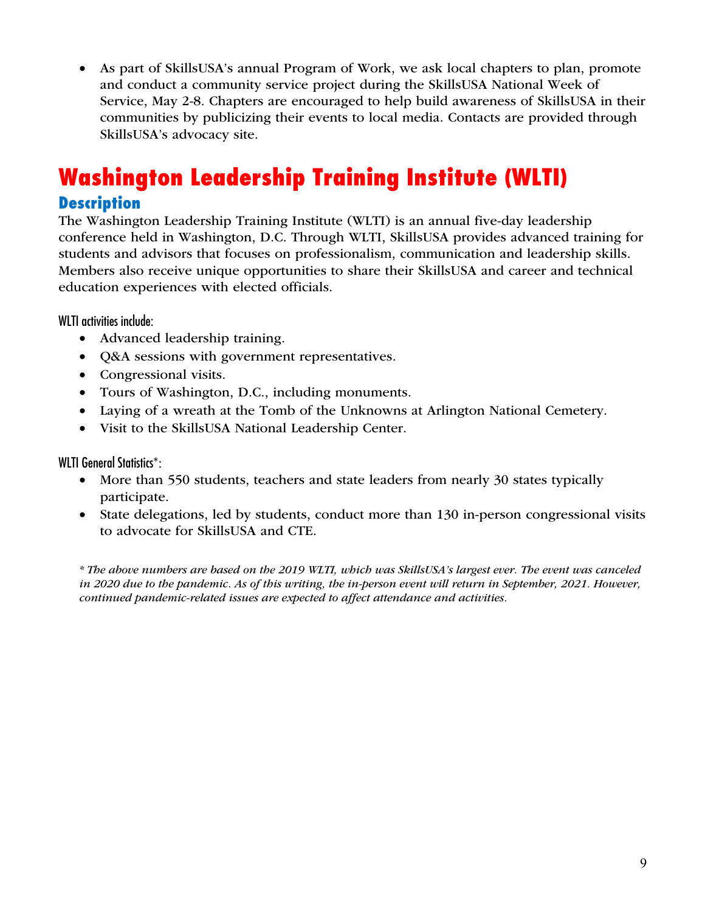- As part of SkillsUSA's annual Program of Work, we ask local chapters to plan, promote and conduct a community service project during the SkillsUSA National Week of Service, May 2-8. Chapters are encouraged to help build awareness of SkillsUSA in their communities by publicizing their events to local media. Contacts are provided through SkillsUSA's advocacy site.

# Washington Leadership Training Institute (WLTI)

## Description

The Washington Leadership Training Institute (WLTI) is an annual five-day leadership conference held in Washington, D.C. Through WLTI, SkillsUSA provides advanced training for students and advisors that focuses on professionalism, communication and leadership skills. Members also receive unique opportunities to share their SkillsUSA and career and technical education experiences with elected officials.

WLTI activities include:

- Advanced leadership training.
- Q&A sessions with government representatives.
- Congressional visits.
- Tours of Washington, D.C., including monuments.
- Laying of a wreath at the Tomb of the Unknowns at Arlington National Cemetery.
- Visit to the SkillsUSA National Leadership Center.

WLTI General Statistics*:

- More than 550 students, teachers and state leaders from nearly 30 states typically participate.
- State delegations, led by students, conduct more than 130 in-person congressional visits to advocate for SkillsUSA and CTE.

*\* The above numbers are based on the 2019 WLTI, which was SkillsUSA's largest ever. The event was canceled in 2020 due to the pandemic. As of this writing, the in-person event will return in September, 2021. However, continued pandemic-related issues are expected to affect attendance and activities.*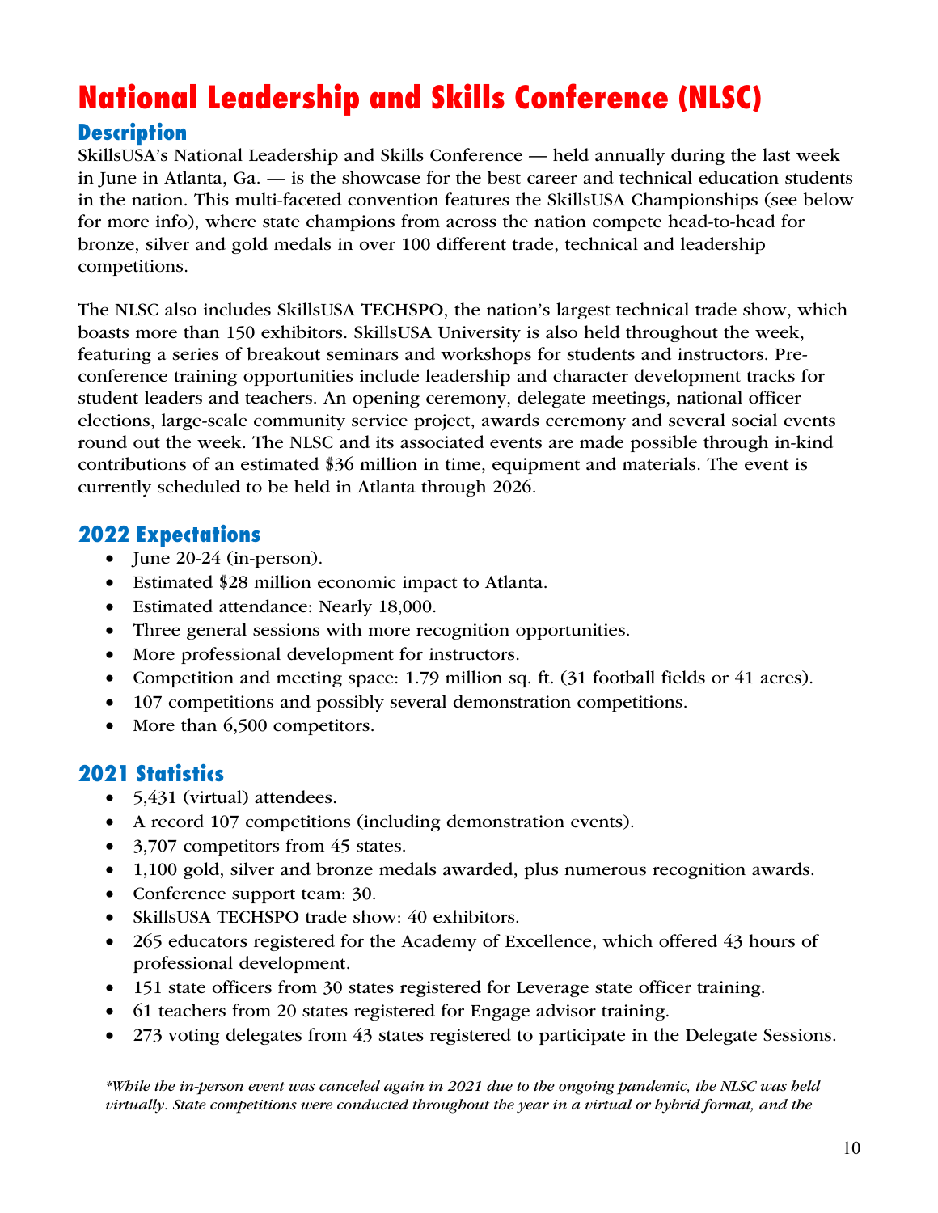# National Leadership and Skills Conference (NLSC)

## Description

SkillsUSA's National Leadership and Skills Conference — held annually during the last week in June in Atlanta, Ga. — is the showcase for the best career and technical education students in the nation. This multi-faceted convention features the SkillsUSA Championships (see below for more info), where state champions from across the nation compete head-to-head for bronze, silver and gold medals in over 100 different trade, technical and leadership competitions.

The NLSC also includes SkillsUSA TECHSPO, the nation's largest technical trade show, which boasts more than 150 exhibitors. SkillsUSA University is also held throughout the week, featuring a series of breakout seminars and workshops for students and instructors. Pre-conference training opportunities include leadership and character development tracks for student leaders and teachers. An opening ceremony, delegate meetings, national officer elections, large-scale community service project, awards ceremony and several social events round out the week. The NLSC and its associated events are made possible through in-kind contributions of an estimated $36 million in time, equipment and materials. The event is currently scheduled to be held in Atlanta through 2026.

## 2022 Expectations

- June 20-24 (in-person).
- Estimated $28 million economic impact to Atlanta.
- Estimated attendance: Nearly 18,000.
- Three general sessions with more recognition opportunities.
- More professional development for instructors.
- Competition and meeting space: 1.79 million sq. ft. (31 football fields or 41 acres).
- 107 competitions and possibly several demonstration competitions.
- More than 6,500 competitors.

## 2021 Statistics

- 5,431 (virtual) attendees.
- A record 107 competitions (including demonstration events).
- 3,707 competitors from 45 states.
- 1,100 gold, silver and bronze medals awarded, plus numerous recognition awards.
- Conference support team: 30.
- SkillsUSA TECHSPO trade show: 40 exhibitors.
- 265 educators registered for the Academy of Excellence, which offered 43 hours of professional development.
- 151 state officers from 30 states registered for Leverage state officer training.
- 61 teachers from 20 states registered for Engage advisor training.
- 273 voting delegates from 43 states registered to participate in the Delegate Sessions.

*\*While the in-person event was canceled again in 2021 due to the ongoing pandemic, the NLSC was held virtually. State competitions were conducted throughout the year in a virtual or hybrid format, and the*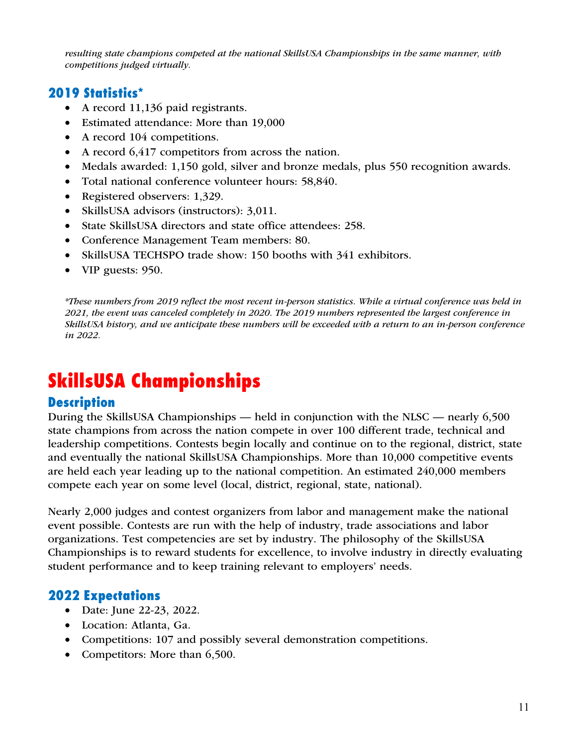*resulting state champions competed at the national SkillsUSA Championships in the same manner, with competitions judged virtually.*

### 2019 Statistics*

- A record 11,136 paid registrants.
- Estimated attendance: More than 19,000
- A record 104 competitions.
- A record 6,417 competitors from across the nation.
- Medals awarded: 1,150 gold, silver and bronze medals, plus 550 recognition awards.
- Total national conference volunteer hours: 58,840.
- Registered observers: 1,329.
- SkillsUSA advisors (instructors): 3,011.
- State SkillsUSA directors and state office attendees: 258.
- Conference Management Team members: 80.
- SkillsUSA TECHSPO trade show: 150 booths with 341 exhibitors.
- VIP guests: 950.

*\*These numbers from 2019 reflect the most recent in-person statistics. While a virtual conference was held in 2021, the event was canceled completely in 2020. The 2019 numbers represented the largest conference in SkillsUSA history, and we anticipate these numbers will be exceeded with a return to an in-person conference in 2022.*

## SkillsUSA Championships

### Description

During the SkillsUSA Championships — held in conjunction with the NLSC — nearly 6,500 state champions from across the nation compete in over 100 different trade, technical and leadership competitions. Contests begin locally and continue on to the regional, district, state and eventually the national SkillsUSA Championships. More than 10,000 competitive events are held each year leading up to the national competition. An estimated 240,000 members compete each year on some level (local, district, regional, state, national).

Nearly 2,000 judges and contest organizers from labor and management make the national event possible. Contests are run with the help of industry, trade associations and labor organizations. Test competencies are set by industry. The philosophy of the SkillsUSA Championships is to reward students for excellence, to involve industry in directly evaluating student performance and to keep training relevant to employers' needs.

### 2022 Expectations

- Date: June 22-23, 2022.
- Location: Atlanta, Ga.
- Competitions: 107 and possibly several demonstration competitions.
- Competitors: More than 6,500.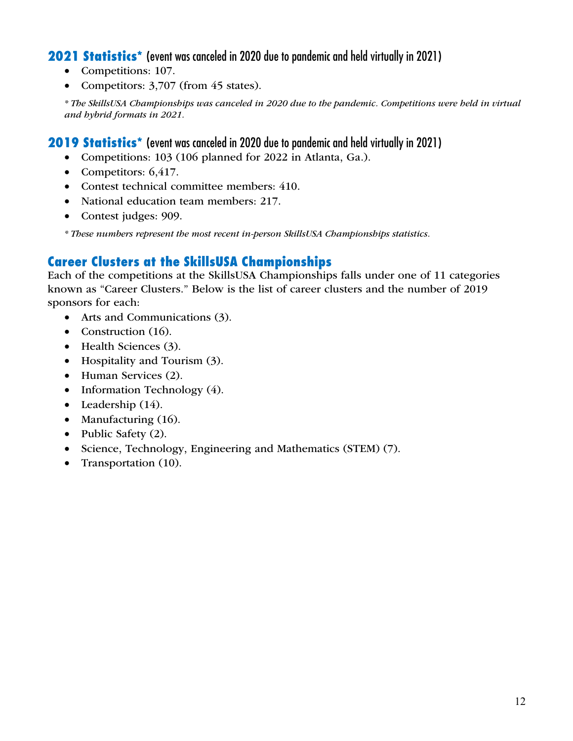## 2021 Statistics* (event was canceled in 2020 due to pandemic and held virtually in 2021)

- Competitions: 107.
- Competitors: 3,707 (from 45 states).

*\* The SkillsUSA Championships was canceled in 2020 due to the pandemic. Competitions were held in virtual and hybrid formats in 2021.*

## 2019 Statistics* (event was canceled in 2020 due to pandemic and held virtually in 2021)

- Competitions: 103 (106 planned for 2022 in Atlanta, Ga.).
- Competitors: 6,417.
- Contest technical committee members: 410.
- National education team members: 217.
- Contest judges: 909.

*\* These numbers represent the most recent in-person SkillsUSA Championships statistics.*

## Career Clusters at the SkillsUSA Championships

Each of the competitions at the SkillsUSA Championships falls under one of 11 categories known as "Career Clusters." Below is the list of career clusters and the number of 2019 sponsors for each:

- Arts and Communications (3).
- Construction (16).
- Health Sciences (3).
- Hospitality and Tourism (3).
- Human Services (2).
- Information Technology (4).
- Leadership (14).
- Manufacturing (16).
- Public Safety (2).
- Science, Technology, Engineering and Mathematics (STEM) (7).
- Transportation (10).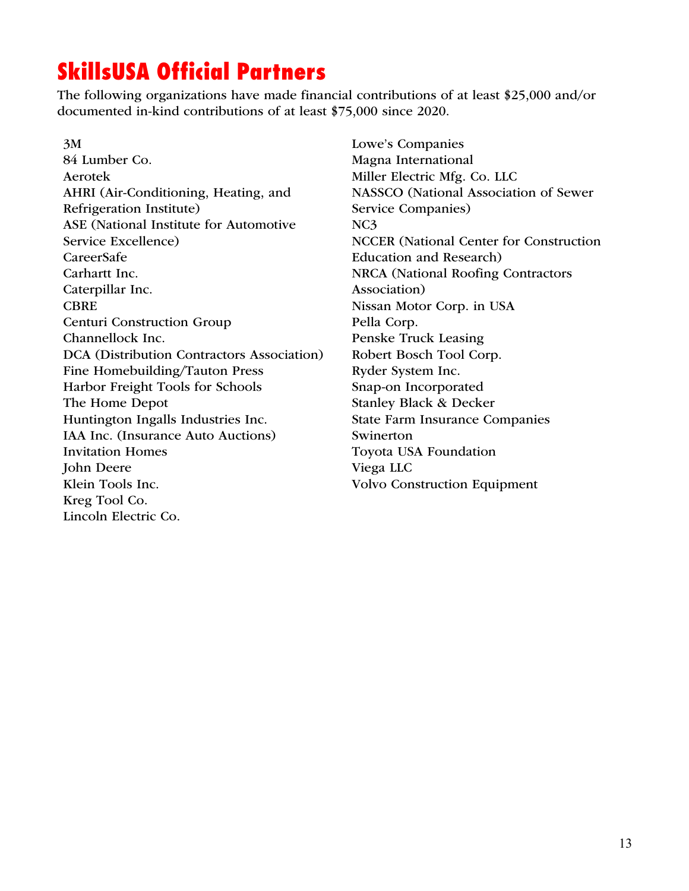# SkillsUSA Official Partners

The following organizations have made financial contributions of at least $25,000 and/or documented in-kind contributions of at least $75,000 since 2020.

3M
84 Lumber Co.
Aerotek
AHRI (Air-Conditioning, Heating, and Refrigeration Institute)
ASE (National Institute for Automotive Service Excellence)
CareerSafe
Carhartt Inc.
Caterpillar Inc.
CBRE
Centuri Construction Group
Channellock Inc.
DCA (Distribution Contractors Association)
Fine Homebuilding/Tauton Press
Harbor Freight Tools for Schools
The Home Depot
Huntington Ingalls Industries Inc.
IAA Inc. (Insurance Auto Auctions)
Invitation Homes
John Deere
Klein Tools Inc.
Kreg Tool Co.
Lincoln Electric Co.
Lowe's Companies
Magna International
Miller Electric Mfg. Co. LLC
NASSCO (National Association of Sewer Service Companies)
NC3
NCCER (National Center for Construction Education and Research)
NRCA (National Roofing Contractors Association)
Nissan Motor Corp. in USA
Pella Corp.
Penske Truck Leasing
Robert Bosch Tool Corp.
Ryder System Inc.
Snap-on Incorporated
Stanley Black & Decker
State Farm Insurance Companies
Swinerton
Toyota USA Foundation
Viega LLC
Volvo Construction Equipment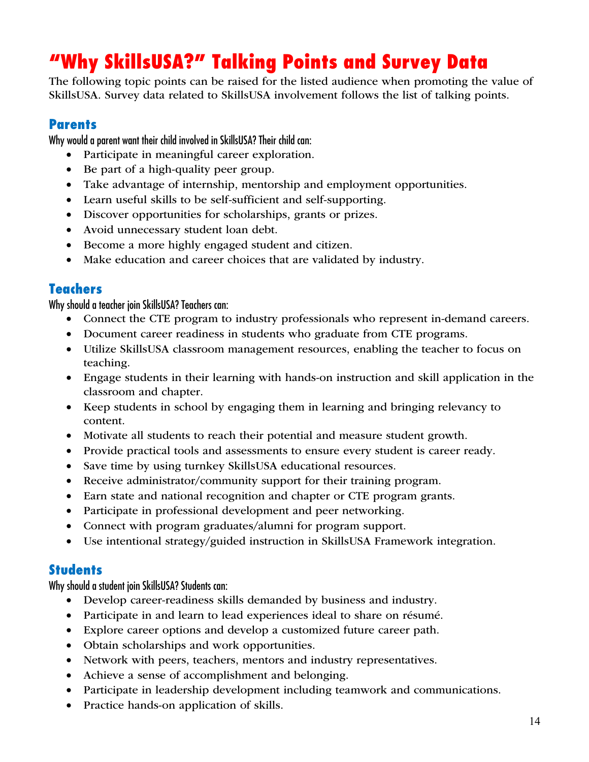# "Why SkillsUSA?" Talking Points and Survey Data

The following topic points can be raised for the listed audience when promoting the value of SkillsUSA. Survey data related to SkillsUSA involvement follows the list of talking points.

## Parents

Why would a parent want their child involved in SkillsUSA? Their child can:

- Participate in meaningful career exploration.
- Be part of a high-quality peer group.
- Take advantage of internship, mentorship and employment opportunities.
- Learn useful skills to be self-sufficient and self-supporting.
- Discover opportunities for scholarships, grants or prizes.
- Avoid unnecessary student loan debt.
- Become a more highly engaged student and citizen.
- Make education and career choices that are validated by industry.

## Teachers

Why should a teacher join SkillsUSA? Teachers can:

- Connect the CTE program to industry professionals who represent in-demand careers.
- Document career readiness in students who graduate from CTE programs.
- Utilize SkillsUSA classroom management resources, enabling the teacher to focus on teaching.
- Engage students in their learning with hands-on instruction and skill application in the classroom and chapter.
- Keep students in school by engaging them in learning and bringing relevancy to content.
- Motivate all students to reach their potential and measure student growth.
- Provide practical tools and assessments to ensure every student is career ready.
- Save time by using turnkey SkillsUSA educational resources.
- Receive administrator/community support for their training program.
- Earn state and national recognition and chapter or CTE program grants.
- Participate in professional development and peer networking.
- Connect with program graduates/alumni for program support.
- Use intentional strategy/guided instruction in SkillsUSA Framework integration.

## Students

Why should a student join SkillsUSA? Students can:

- Develop career-readiness skills demanded by business and industry.
- Participate in and learn to lead experiences ideal to share on résumé.
- Explore career options and develop a customized future career path.
- Obtain scholarships and work opportunities.
- Network with peers, teachers, mentors and industry representatives.
- Achieve a sense of accomplishment and belonging.
- Participate in leadership development including teamwork and communications.
- Practice hands-on application of skills.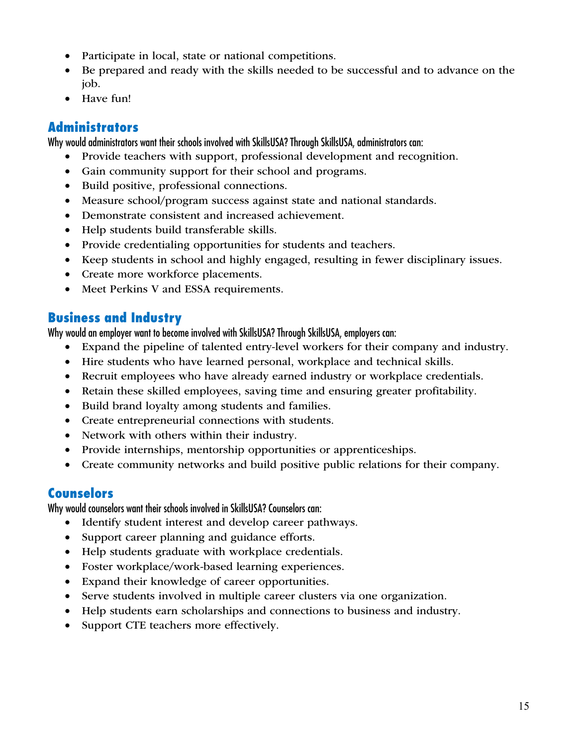- Participate in local, state or national competitions.
- Be prepared and ready with the skills needed to be successful and to advance on the job.
- Have fun!

## Administrators

Why would administrators want their schools involved with SkillsUSA? Through SkillsUSA, administrators can:

- Provide teachers with support, professional development and recognition.
- Gain community support for their school and programs.
- Build positive, professional connections.
- Measure school/program success against state and national standards.
- Demonstrate consistent and increased achievement.
- Help students build transferable skills.
- Provide credentialing opportunities for students and teachers.
- Keep students in school and highly engaged, resulting in fewer disciplinary issues.
- Create more workforce placements.
- Meet Perkins V and ESSA requirements.

## Business and Industry

Why would an employer want to become involved with SkillsUSA? Through SkillsUSA, employers can:

- Expand the pipeline of talented entry-level workers for their company and industry.
- Hire students who have learned personal, workplace and technical skills.
- Recruit employees who have already earned industry or workplace credentials.
- Retain these skilled employees, saving time and ensuring greater profitability.
- Build brand loyalty among students and families.
- Create entrepreneurial connections with students.
- Network with others within their industry.
- Provide internships, mentorship opportunities or apprenticeships.
- Create community networks and build positive public relations for their company.

## Counselors

Why would counselors want their schools involved in SkillsUSA? Counselors can:

- Identify student interest and develop career pathways.
- Support career planning and guidance efforts.
- Help students graduate with workplace credentials.
- Foster workplace/work-based learning experiences.
- Expand their knowledge of career opportunities.
- Serve students involved in multiple career clusters via one organization.
- Help students earn scholarships and connections to business and industry.
- Support CTE teachers more effectively.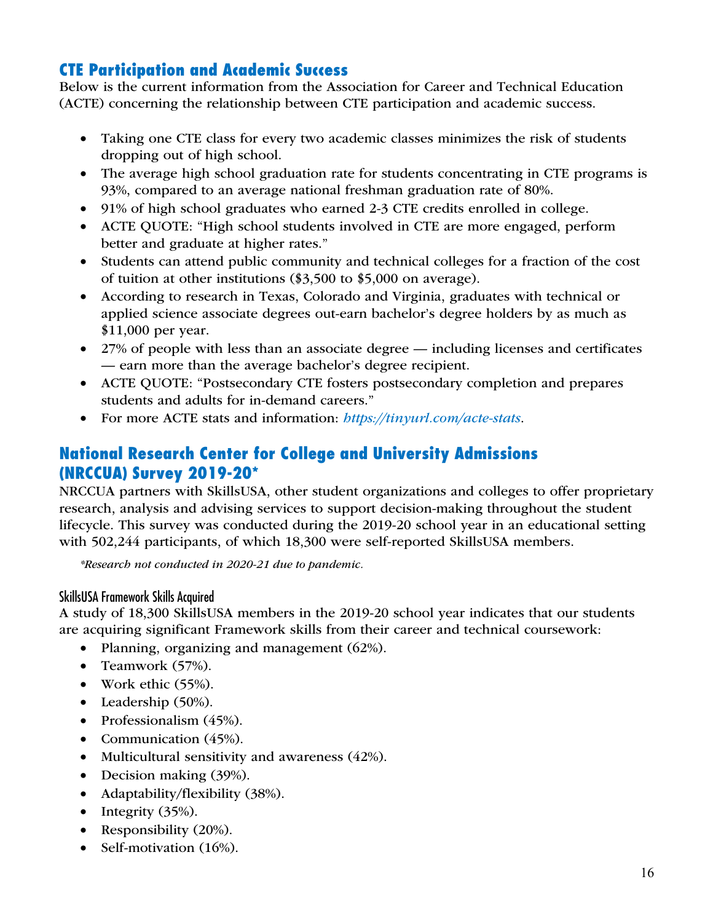## CTE Participation and Academic Success

Below is the current information from the Association for Career and Technical Education (ACTE) concerning the relationship between CTE participation and academic success.

- Taking one CTE class for every two academic classes minimizes the risk of students dropping out of high school.
- The average high school graduation rate for students concentrating in CTE programs is 93%, compared to an average national freshman graduation rate of 80%.
- 91% of high school graduates who earned 2-3 CTE credits enrolled in college.
- ACTE QUOTE: "High school students involved in CTE are more engaged, perform better and graduate at higher rates."
- Students can attend public community and technical colleges for a fraction of the cost of tuition at other institutions ($3,500 to $5,000 on average).
- According to research in Texas, Colorado and Virginia, graduates with technical or applied science associate degrees out-earn bachelor's degree holders by as much as $11,000 per year.
- 27% of people with less than an associate degree — including licenses and certificates — earn more than the average bachelor's degree recipient.
- ACTE QUOTE: "Postsecondary CTE fosters postsecondary completion and prepares students and adults for in-demand careers."
- For more ACTE stats and information: *https://tinyurl.com/acte-stats*.

## National Research Center for College and University Admissions (NRCCUA) Survey 2019-20*

NRCCUA partners with SkillsUSA, other student organizations and colleges to offer proprietary research, analysis and advising services to support decision-making throughout the student lifecycle. This survey was conducted during the 2019-20 school year in an educational setting with 502,244 participants, of which 18,300 were self-reported SkillsUSA members.

*\*Research not conducted in 2020-21 due to pandemic.*

### SkillsUSA Framework Skills Acquired

A study of 18,300 SkillsUSA members in the 2019-20 school year indicates that our students are acquiring significant Framework skills from their career and technical coursework:

- Planning, organizing and management (62%).
- Teamwork (57%).
- Work ethic (55%).
- Leadership (50%).
- Professionalism (45%).
- Communication (45%).
- Multicultural sensitivity and awareness (42%).
- Decision making (39%).
- Adaptability/flexibility (38%).
- Integrity (35%).
- Responsibility (20%).
- Self-motivation (16%).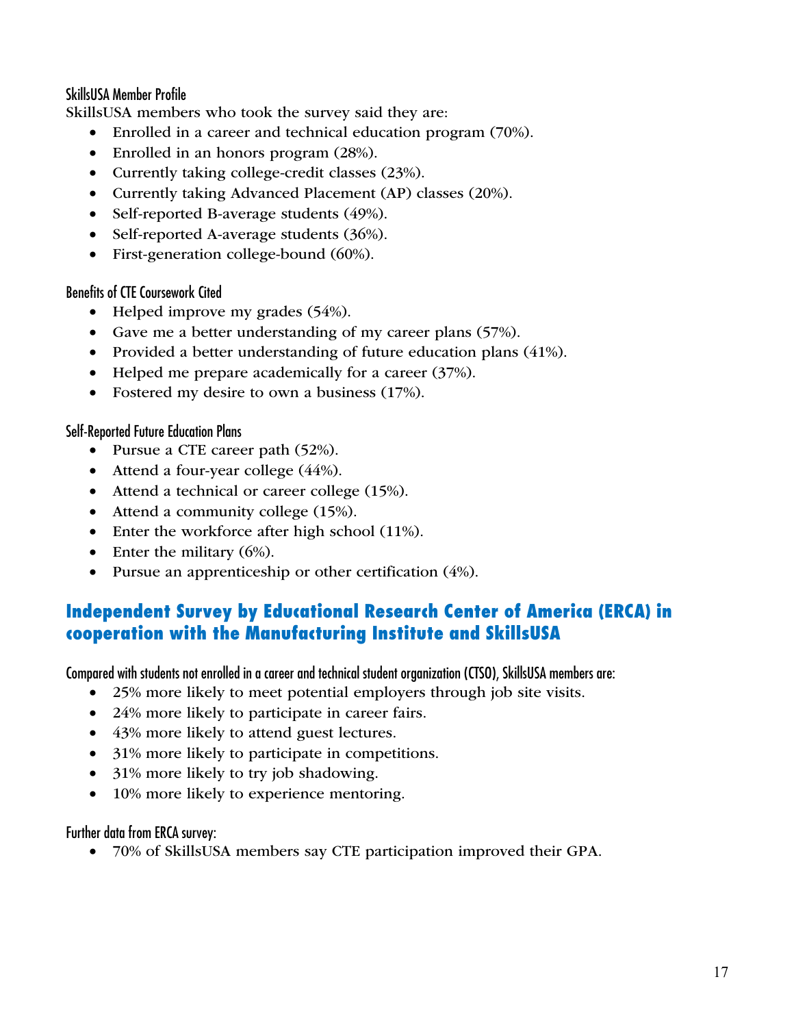### SkillsUSA Member Profile

SkillsUSA members who took the survey said they are:

- Enrolled in a career and technical education program (70%).
- Enrolled in an honors program (28%).
- Currently taking college-credit classes (23%).
- Currently taking Advanced Placement (AP) classes (20%).
- Self-reported B-average students (49%).
- Self-reported A-average students (36%).
- First-generation college-bound (60%).

### Benefits of CTE Coursework Cited

- Helped improve my grades (54%).
- Gave me a better understanding of my career plans (57%).
- Provided a better understanding of future education plans (41%).
- Helped me prepare academically for a career (37%).
- Fostered my desire to own a business (17%).

### Self-Reported Future Education Plans

- Pursue a CTE career path (52%).
- Attend a four-year college (44%).
- Attend a technical or career college (15%).
- Attend a community college (15%).
- Enter the workforce after high school (11%).
- Enter the military (6%).
- Pursue an apprenticeship or other certification (4%).

## Independent Survey by Educational Research Center of America (ERCA) in cooperation with the Manufacturing Institute and SkillsUSA

### Compared with students not enrolled in a career and technical student organization (CTSO), SkillsUSA members are:

- 25% more likely to meet potential employers through job site visits.
- 24% more likely to participate in career fairs.
- 43% more likely to attend guest lectures.
- 31% more likely to participate in competitions.
- 31% more likely to try job shadowing.
- 10% more likely to experience mentoring.

### Further data from ERCA survey:

- 70% of SkillsUSA members say CTE participation improved their GPA.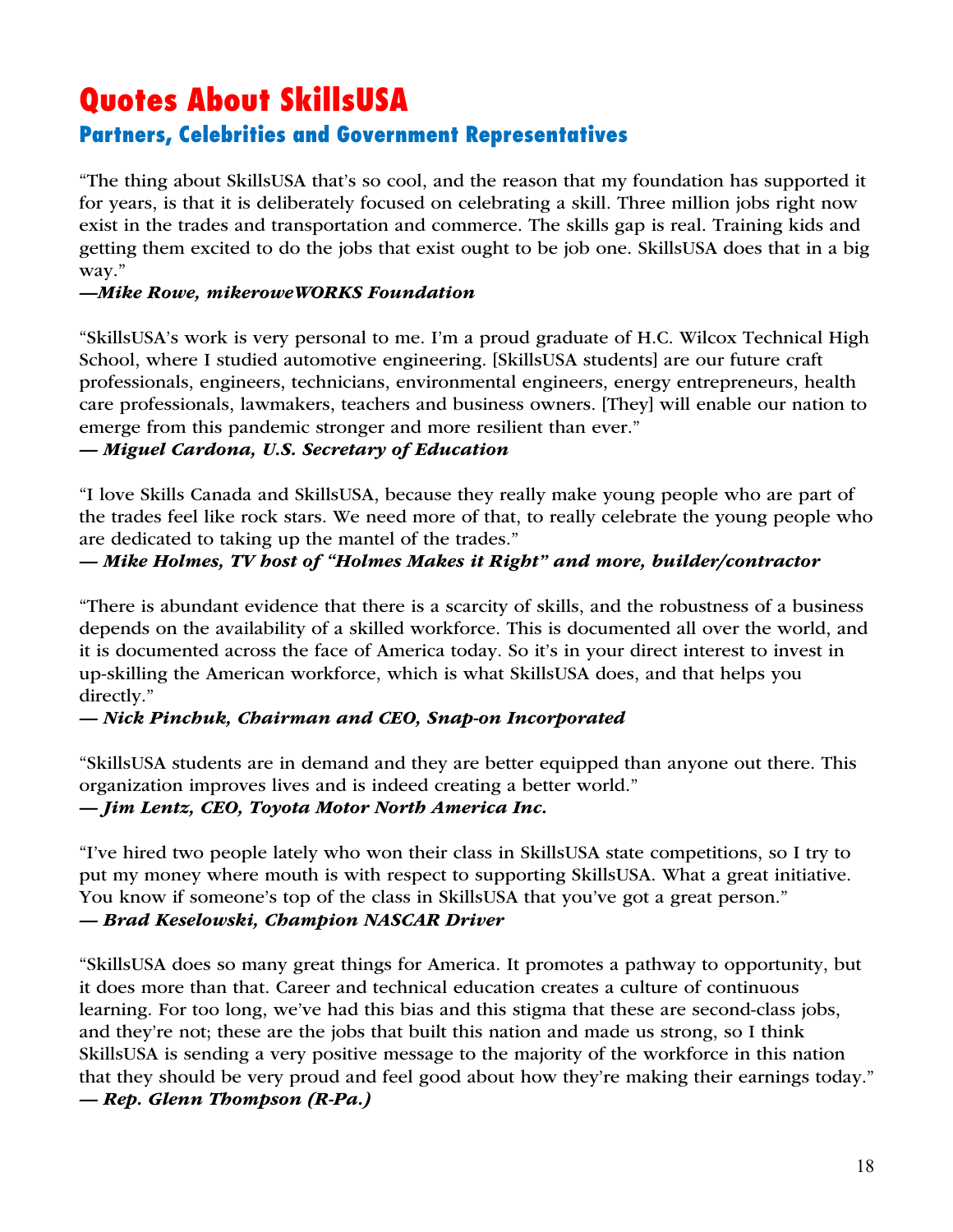# Quotes About SkillsUSA

## Partners, Celebrities and Government Representatives

"The thing about SkillsUSA that's so cool, and the reason that my foundation has supported it for years, is that it is deliberately focused on celebrating a skill. Three million jobs right now exist in the trades and transportation and commerce. The skills gap is real. Training kids and getting them excited to do the jobs that exist ought to be job one. SkillsUSA does that in a big way."

***—Mike Rowe, mikeroweWORKS Foundation***

"SkillsUSA's work is very personal to me. I'm a proud graduate of H.C. Wilcox Technical High School, where I studied automotive engineering. [SkillsUSA students] are our future craft professionals, engineers, technicians, environmental engineers, energy entrepreneurs, health care professionals, lawmakers, teachers and business owners. [They] will enable our nation to emerge from this pandemic stronger and more resilient than ever."

***— Miguel Cardona, U.S. Secretary of Education***

"I love Skills Canada and SkillsUSA, because they really make young people who are part of the trades feel like rock stars. We need more of that, to really celebrate the young people who are dedicated to taking up the mantel of the trades."

***— Mike Holmes, TV host of "Holmes Makes it Right" and more, builder/contractor***

"There is abundant evidence that there is a scarcity of skills, and the robustness of a business depends on the availability of a skilled workforce. This is documented all over the world, and it is documented across the face of America today. So it's in your direct interest to invest in up-skilling the American workforce, which is what SkillsUSA does, and that helps you directly."

***— Nick Pinchuk, Chairman and CEO, Snap-on Incorporated***

"SkillsUSA students are in demand and they are better equipped than anyone out there. This organization improves lives and is indeed creating a better world."

***— Jim Lentz, CEO, Toyota Motor North America Inc.***

"I've hired two people lately who won their class in SkillsUSA state competitions, so I try to put my money where mouth is with respect to supporting SkillsUSA. What a great initiative. You know if someone's top of the class in SkillsUSA that you've got a great person."

***— Brad Keselowski, Champion NASCAR Driver***

"SkillsUSA does so many great things for America. It promotes a pathway to opportunity, but it does more than that. Career and technical education creates a culture of continuous learning. For too long, we've had this bias and this stigma that these are second-class jobs, and they're not; these are the jobs that built this nation and made us strong, so I think SkillsUSA is sending a very positive message to the majority of the workforce in this nation that they should be very proud and feel good about how they're making their earnings today."

***— Rep. Glenn Thompson (R-Pa.)***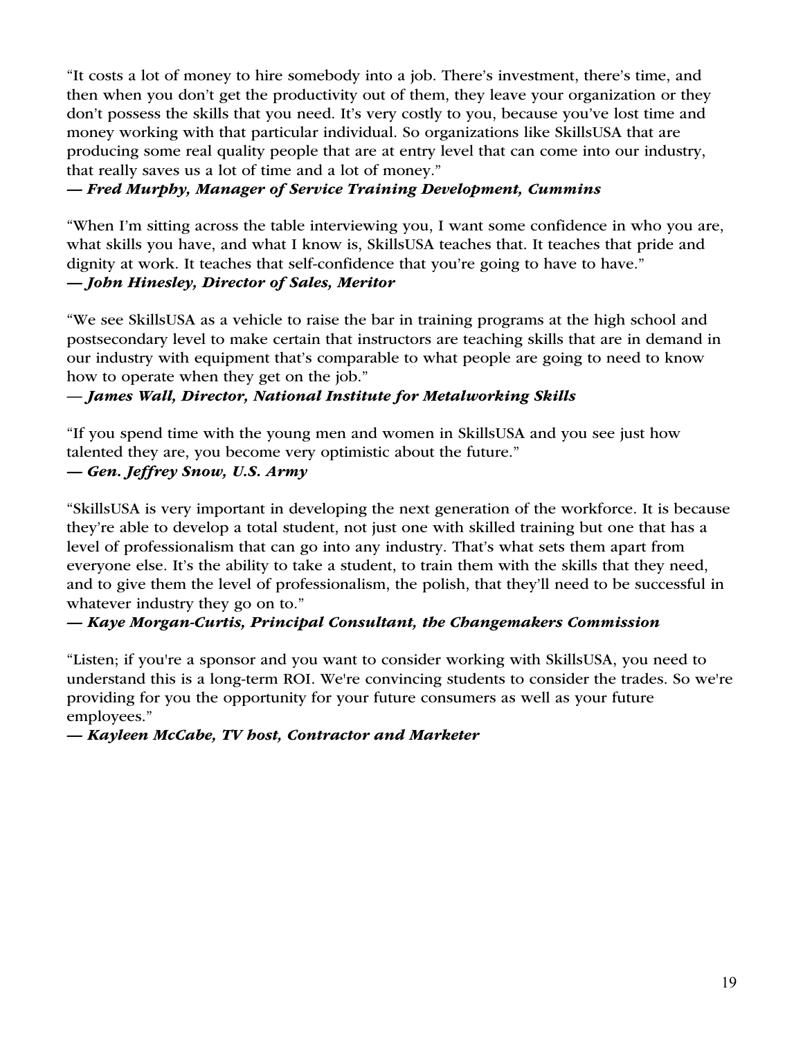"It costs a lot of money to hire somebody into a job. There's investment, there's time, and then when you don't get the productivity out of them, they leave your organization or they don't possess the skills that you need. It's very costly to you, because you've lost time and money working with that particular individual. So organizations like SkillsUSA that are producing some real quality people that are at entry level that can come into our industry, that really saves us a lot of time and a lot of money."
***— Fred Murphy, Manager of Service Training Development, Cummins***

"When I'm sitting across the table interviewing you, I want some confidence in who you are, what skills you have, and what I know is, SkillsUSA teaches that. It teaches that pride and dignity at work. It teaches that self-confidence that you're going to have to have."
***— John Hinesley, Director of Sales, Meritor***

"We see SkillsUSA as a vehicle to raise the bar in training programs at the high school and postsecondary level to make certain that instructors are teaching skills that are in demand in our industry with equipment that's comparable to what people are going to need to know how to operate when they get on the job."
***— James Wall, Director, National Institute for Metalworking Skills***

"If you spend time with the young men and women in SkillsUSA and you see just how talented they are, you become very optimistic about the future."
***— Gen. Jeffrey Snow, U.S. Army***

"SkillsUSA is very important in developing the next generation of the workforce. It is because they're able to develop a total student, not just one with skilled training but one that has a level of professionalism that can go into any industry. That's what sets them apart from everyone else. It's the ability to take a student, to train them with the skills that they need, and to give them the level of professionalism, the polish, that they'll need to be successful in whatever industry they go on to."
***— Kaye Morgan-Curtis, Principal Consultant, the Changemakers Commission***

"Listen; if you're a sponsor and you want to consider working with SkillsUSA, you need to understand this is a long-term ROI. We're convincing students to consider the trades. So we're providing for you the opportunity for your future consumers as well as your future employees."
***— Kayleen McCabe, TV host, Contractor and Marketer***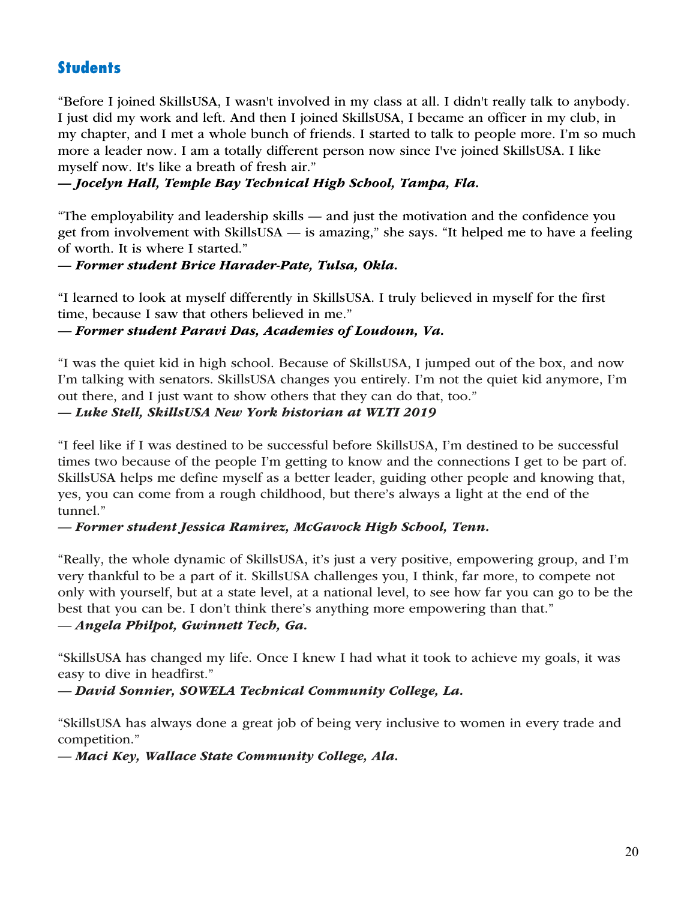## Students

"Before I joined SkillsUSA, I wasn't involved in my class at all. I didn't really talk to anybody. I just did my work and left. And then I joined SkillsUSA, I became an officer in my club, in my chapter, and I met a whole bunch of friends. I started to talk to people more. I'm so much more a leader now. I am a totally different person now since I've joined SkillsUSA. I like myself now. It's like a breath of fresh air."
***— Jocelyn Hall, Temple Bay Technical High School, Tampa, Fla.***

"The employability and leadership skills — and just the motivation and the confidence you get from involvement with SkillsUSA — is amazing," she says. "It helped me to have a feeling of worth. It is where I started."
***— Former student Brice Harader-Pate, Tulsa, Okla.***

"I learned to look at myself differently in SkillsUSA. I truly believed in myself for the first time, because I saw that others believed in me."
***— Former student Paravi Das, Academies of Loudoun, Va.***

"I was the quiet kid in high school. Because of SkillsUSA, I jumped out of the box, and now I'm talking with senators. SkillsUSA changes you entirely. I'm not the quiet kid anymore, I'm out there, and I just want to show others that they can do that, too."
***— Luke Stell, SkillsUSA New York historian at WLTI 2019***

"I feel like if I was destined to be successful before SkillsUSA, I'm destined to be successful times two because of the people I'm getting to know and the connections I get to be part of. SkillsUSA helps me define myself as a better leader, guiding other people and knowing that, yes, you can come from a rough childhood, but there's always a light at the end of the tunnel."
***— Former student Jessica Ramirez, McGavock High School, Tenn.***

"Really, the whole dynamic of SkillsUSA, it's just a very positive, empowering group, and I'm very thankful to be a part of it. SkillsUSA challenges you, I think, far more, to compete not only with yourself, but at a state level, at a national level, to see how far you can go to be the best that you can be. I don't think there's anything more empowering than that."
***— Angela Philpot, Gwinnett Tech, Ga.***

"SkillsUSA has changed my life. Once I knew I had what it took to achieve my goals, it was easy to dive in headfirst."
***— David Sonnier, SOWELA Technical Community College, La.***

"SkillsUSA has always done a great job of being very inclusive to women in every trade and competition."
***— Maci Key, Wallace State Community College, Ala.***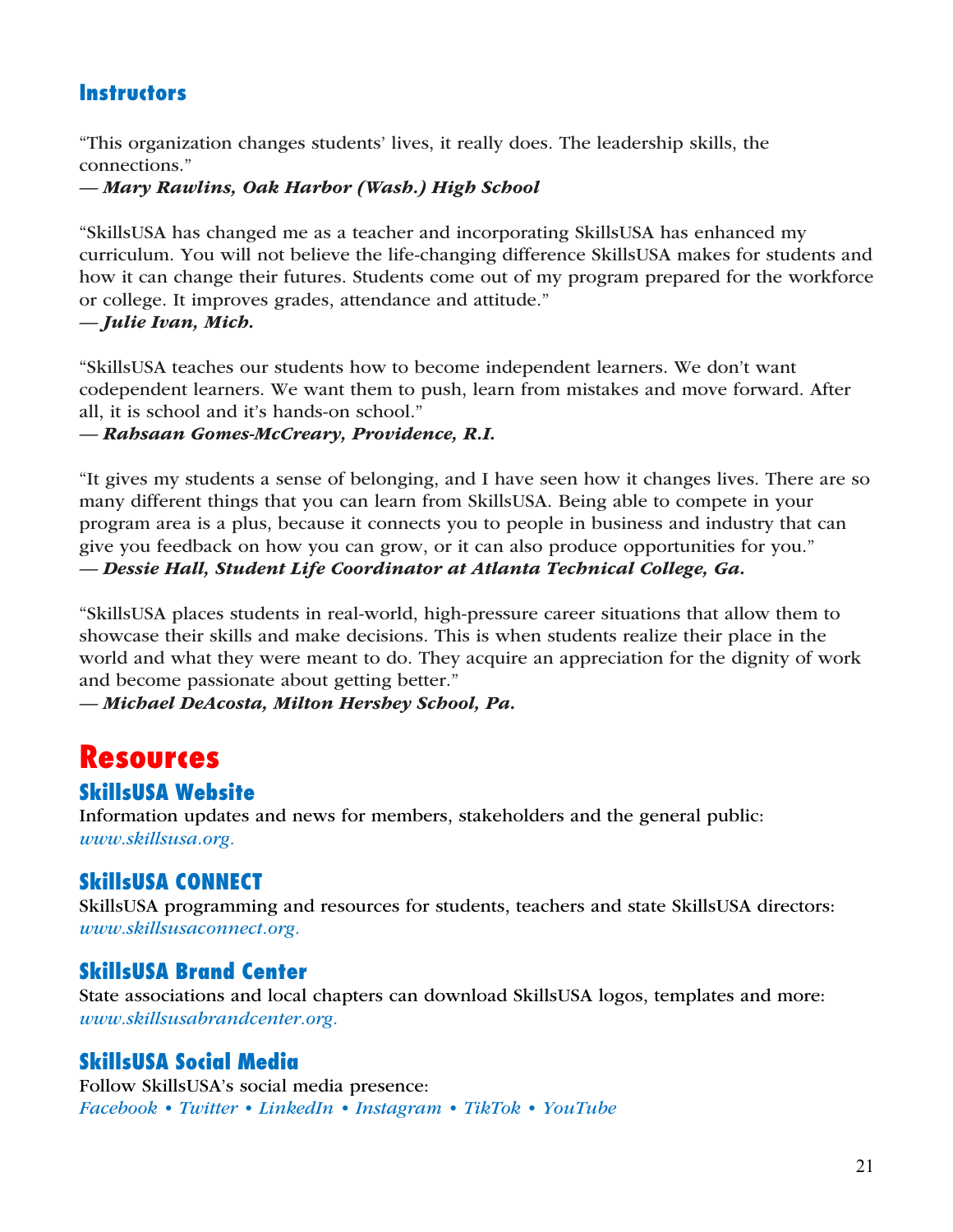### Instructors

"This organization changes students' lives, it really does. The leadership skills, the connections."
***— Mary Rawlins, Oak Harbor (Wash.) High School***

"SkillsUSA has changed me as a teacher and incorporating SkillsUSA has enhanced my curriculum. You will not believe the life-changing difference SkillsUSA makes for students and how it can change their futures. Students come out of my program prepared for the workforce or college. It improves grades, attendance and attitude."
***— Julie Ivan, Mich.***

"SkillsUSA teaches our students how to become independent learners. We don't want codependent learners. We want them to push, learn from mistakes and move forward. After all, it is school and it's hands-on school."
***— Rahsaan Gomes-McCreary, Providence, R.I.***

"It gives my students a sense of belonging, and I have seen how it changes lives. There are so many different things that you can learn from SkillsUSA. Being able to compete in your program area is a plus, because it connects you to people in business and industry that can give you feedback on how you can grow, or it can also produce opportunities for you."
***— Dessie Hall, Student Life Coordinator at Atlanta Technical College, Ga.***

"SkillsUSA places students in real-world, high-pressure career situations that allow them to showcase their skills and make decisions. This is when students realize their place in the world and what they were meant to do. They acquire an appreciation for the dignity of work and become passionate about getting better."
***— Michael DeAcosta, Milton Hershey School, Pa.***

# Resources

### SkillsUSA Website

Information updates and news for members, stakeholders and the general public:
*www.skillsusa.org.*

### SkillsUSA CONNECT

SkillsUSA programming and resources for students, teachers and state SkillsUSA directors:
*www.skillsusaconnect.org.*

### SkillsUSA Brand Center

State associations and local chapters can download SkillsUSA logos, templates and more:
*www.skillsusabrandcenter.org.*

### SkillsUSA Social Media

Follow SkillsUSA's social media presence:
*Facebook • Twitter • LinkedIn • Instagram • TikTok • YouTube*